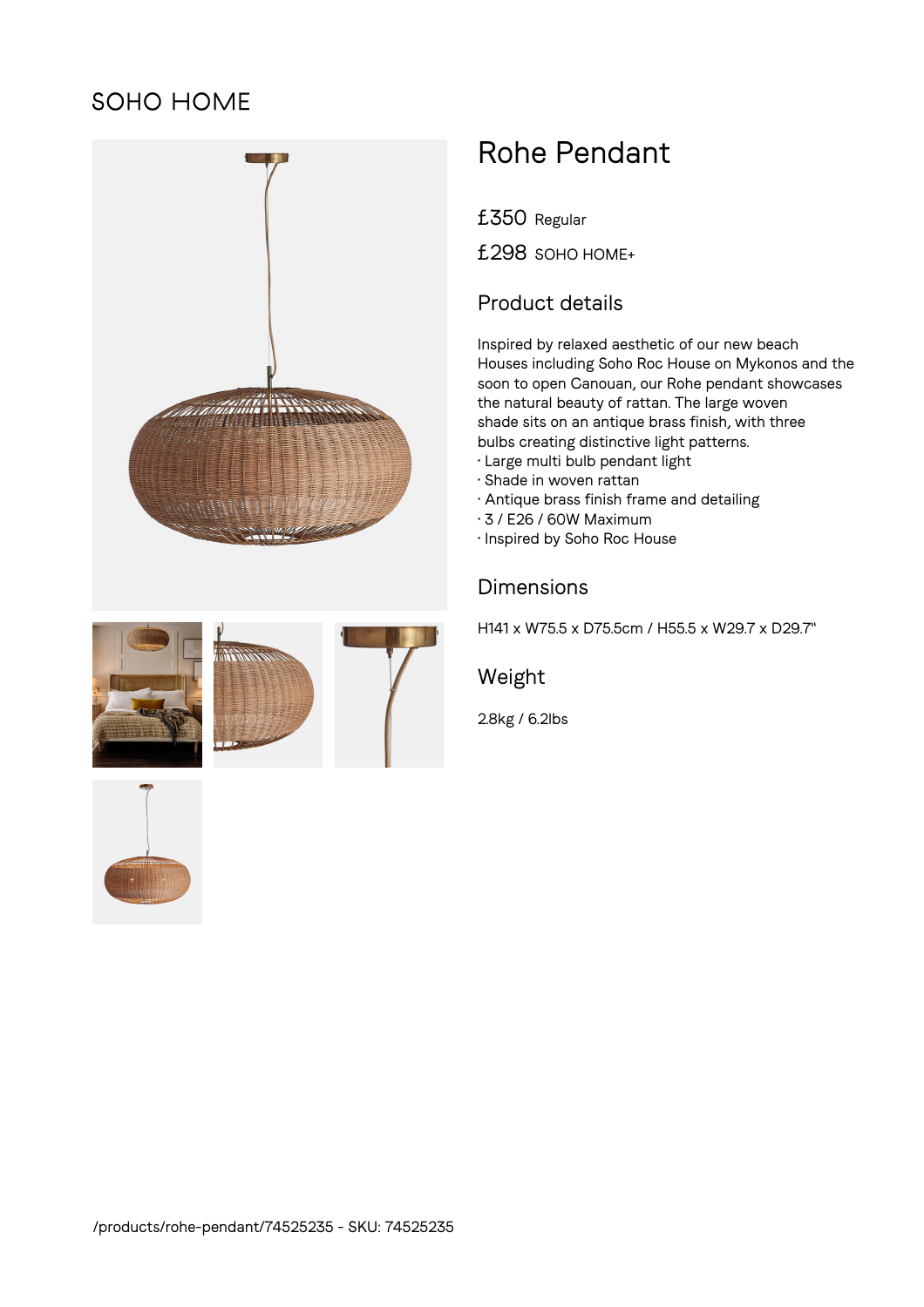SOHO HOME

# Rohe Pendant

£350 Regular

£298 SOHO HOME+

## Product details

Inspired by relaxed aesthetic of our new beach Houses including Soho Roc House on Mykonos and the soon to open Canouan, our Rohe pendant showcases the natural beauty of rattan. The large woven shade sits on an antique brass finish, with three bulbs creating distinctive light patterns.

- Large multi bulb pendant light
- Shade in woven rattan
- Antique brass finish frame and detailing
- 3 / E26 / 60W Maximum
- Inspired by Soho Roc House

## Dimensions

H141 x W75.5 x D75.5cm / H55.5 x W29.7 x D29.7"

## Weight

2.8kg / 6.2lbs

/products/rohe-pendant/74525235 - SKU: 74525235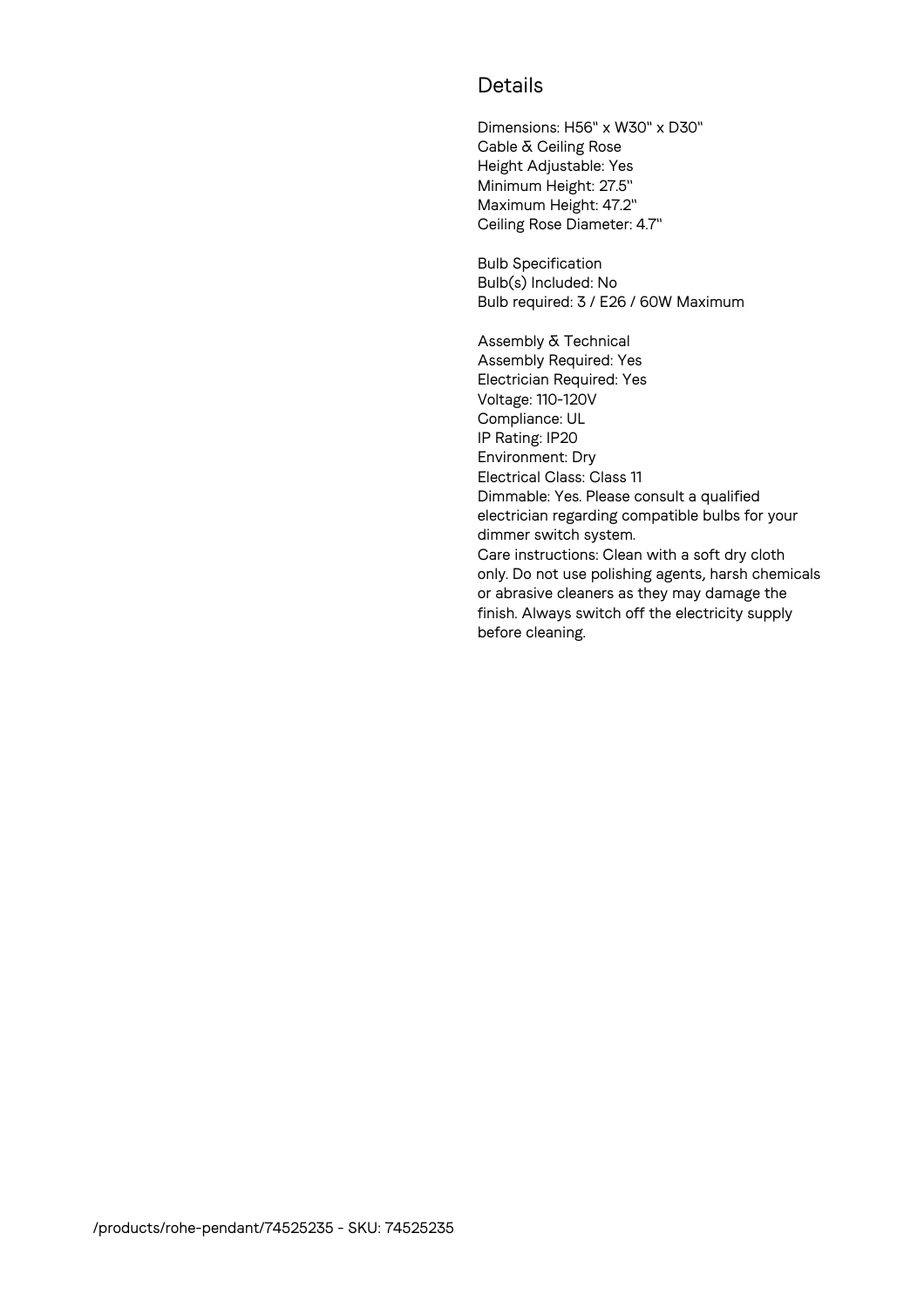## Details

Dimensions: H56" x W30" x D30"
Cable & Ceiling Rose
Height Adjustable: Yes
Minimum Height: 27.5"
Maximum Height: 47.2"
Ceiling Rose Diameter: 4.7"

Bulb Specification
Bulb(s) Included: No
Bulb required: 3 / E26 / 60W Maximum

Assembly & Technical
Assembly Required: Yes
Electrician Required: Yes
Voltage: 110-120V
Compliance: UL
IP Rating: IP20
Environment: Dry
Electrical Class: Class 11
Dimmable: Yes. Please consult a qualified electrician regarding compatible bulbs for your dimmer switch system.
Care instructions: Clean with a soft dry cloth only. Do not use polishing agents, harsh chemicals or abrasive cleaners as they may damage the finish. Always switch off the electricity supply before cleaning.